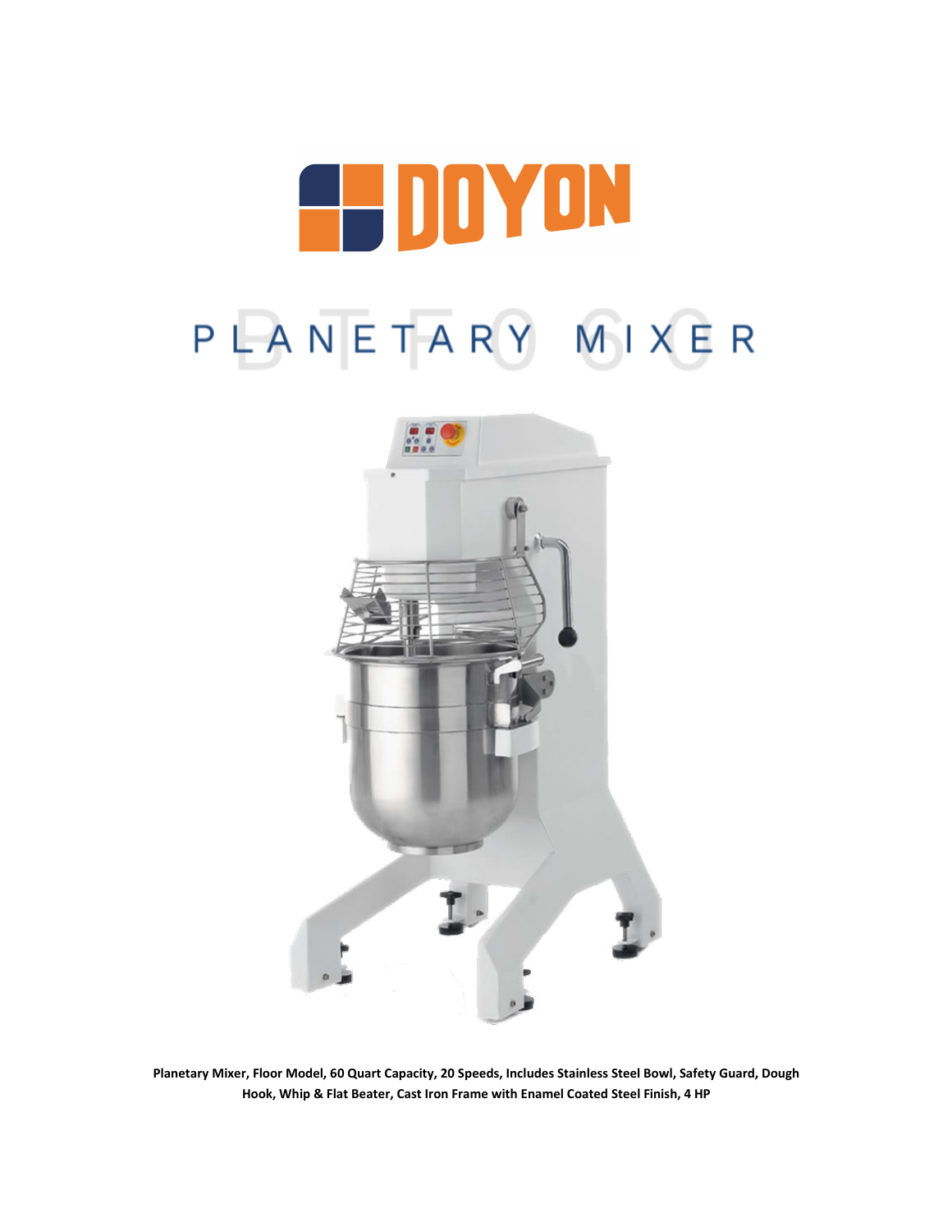# DOYON

# PLANETARY MIXER

BTF060

**Planetary Mixer, Floor Model, 60 Quart Capacity, 20 Speeds, Includes Stainless Steel Bowl, Safety Guard, Dough Hook, Whip & Flat Beater, Cast Iron Frame with Enamel Coated Steel Finish, 4 HP**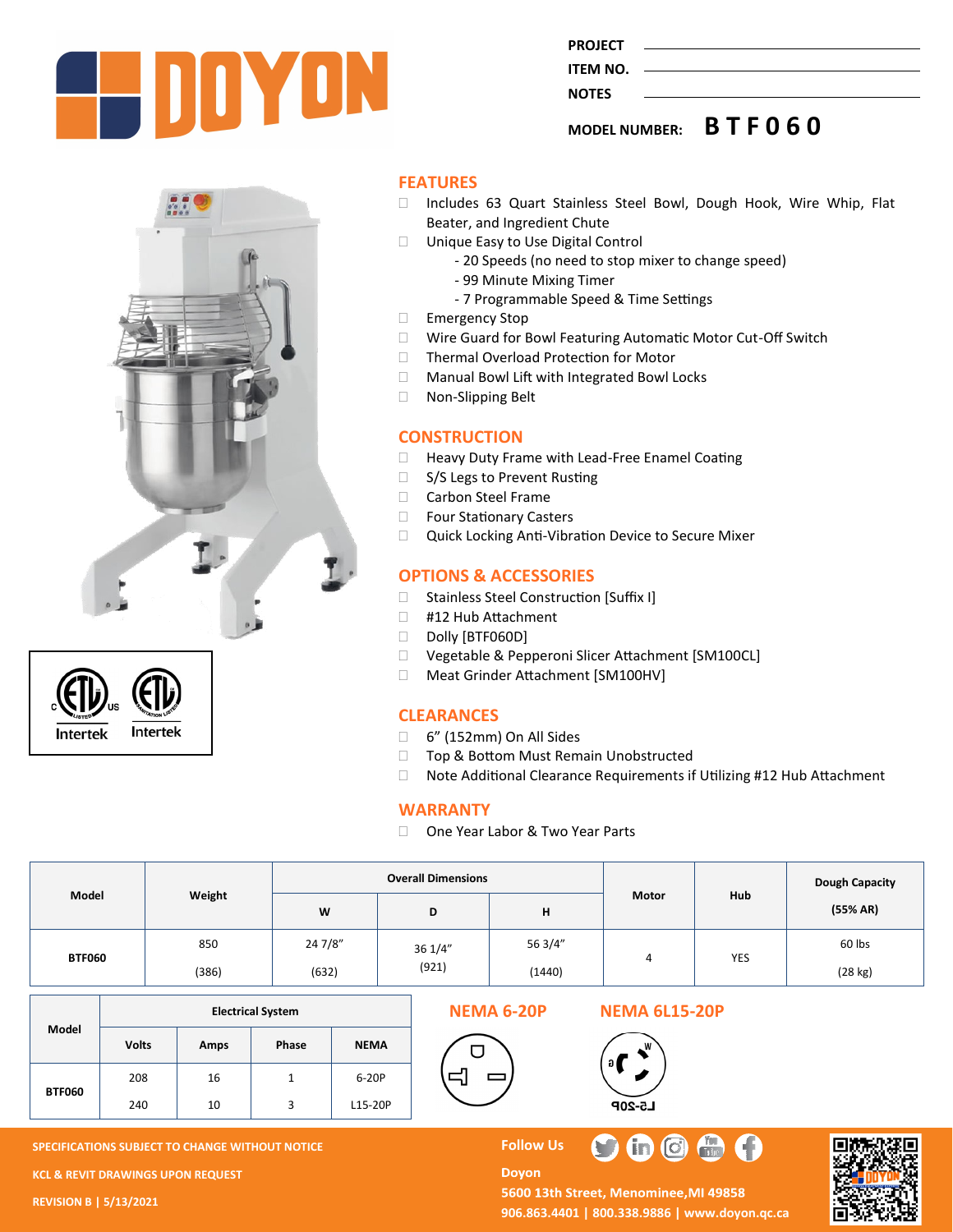PROJECT
ITEM NO.
NOTES

MODEL NUMBER: **BTF060**

## FEATURES

- Includes 63 Quart Stainless Steel Bowl, Dough Hook, Wire Whip, Flat Beater, and Ingredient Chute
- Unique Easy to Use Digital Control
  - 20 Speeds (no need to stop mixer to change speed)
  - 99 Minute Mixing Timer
  - 7 Programmable Speed & Time Settings
- Emergency Stop
- Wire Guard for Bowl Featuring Automatic Motor Cut-Off Switch
- Thermal Overload Protection for Motor
- Manual Bowl Lift with Integrated Bowl Locks
- Non-Slipping Belt

## CONSTRUCTION

- Heavy Duty Frame with Lead-Free Enamel Coating
- S/S Legs to Prevent Rusting
- Carbon Steel Frame
- Four Stationary Casters
- Quick Locking Anti-Vibration Device to Secure Mixer

## OPTIONS & ACCESSORIES

- Stainless Steel Construction [Suffix I]
- #12 Hub Attachment
- Dolly [BTF060D]
- Vegetable & Pepperoni Slicer Attachment [SM100CL]
- Meat Grinder Attachment [SM100HV]

## CLEARANCES

- 6" (152mm) On All Sides
- Top & Bottom Must Remain Unobstructed
- Note Additional Clearance Requirements if Utilizing #12 Hub Attachment

## WARRANTY

- One Year Labor & Two Year Parts

| Model | Weight | Overall Dimensions | | | Motor | Hub | Dough Capacity (55% AR) |
|---|---|---|---|---|---|---|---|
| | | W | D | H | | | |
| BTF060 | 850 (386) | 24 7/8" (632) | 36 1/4" (921) | 56 3/4" (1440) | 4 | YES | 60 lbs (28 kg) |

| Model | Electrical System | | | |
|---|---|---|---|---|
| | Volts | Amps | Phase | NEMA |
| BTF060 | 208 | 16 | 1 | 6-20P |
| | 240 | 10 | 3 | L15-20P |

**NEMA 6-20P**

**NEMA 6L15-20P**

SPECIFICATIONS SUBJECT TO CHANGE WITHOUT NOTICE
KCL & REVIT DRAWINGS UPON REQUEST
REVISION B | 5/13/2021

Follow Us

Doyon
5600 13th Street, Menominee, MI 49858
906.863.4401 | 800.338.9886 | www.doyon.qc.ca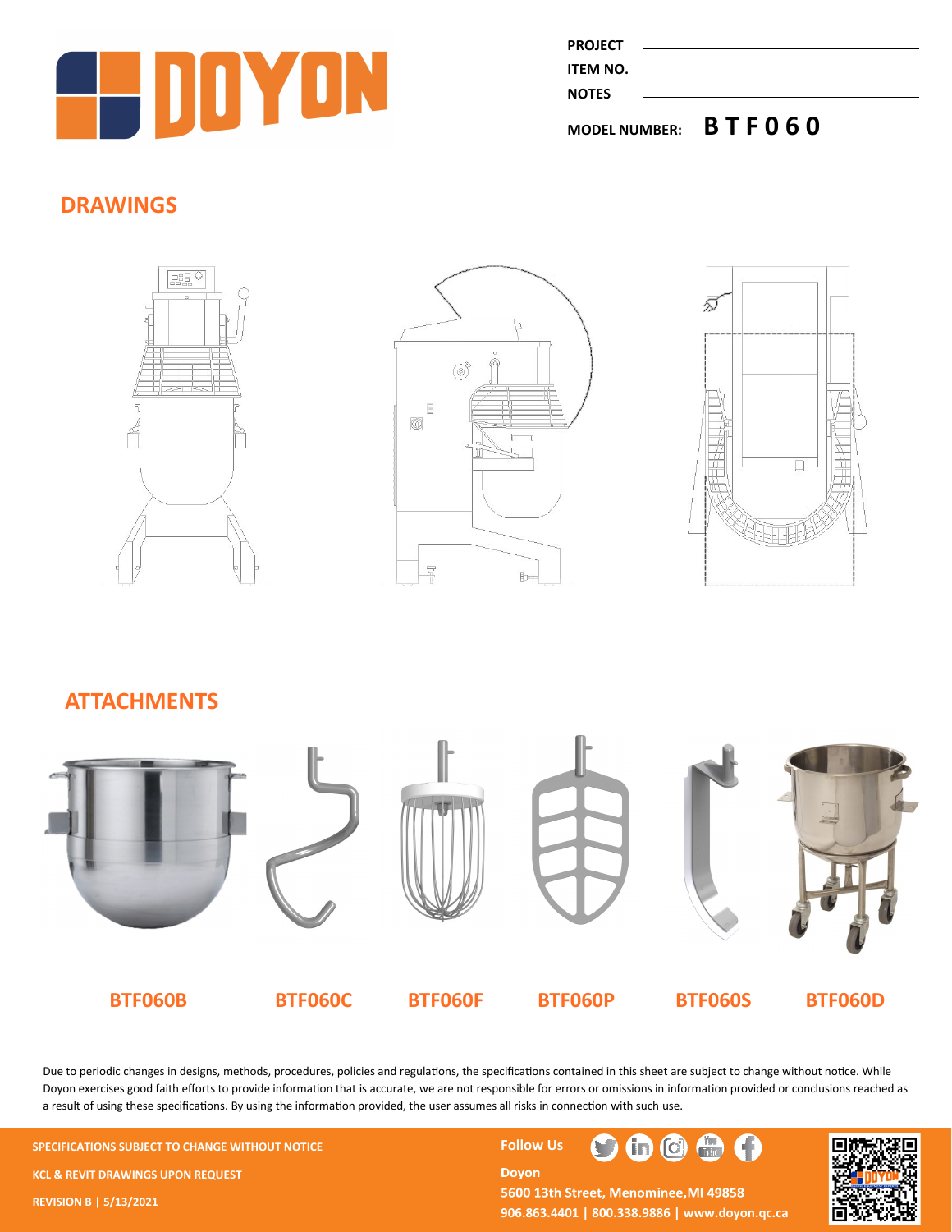| | |
|---|---|
| **PROJECT** | |
| **ITEM NO.** | |
| **NOTES** | |
| **MODEL NUMBER:** | **BTF060** |

## DRAWINGS

## ATTACHMENTS

**BTF060B** **BTF060C** **BTF060F** **BTF060P** **BTF060S** **BTF060D**

Due to periodic changes in designs, methods, procedures, policies and regulations, the specifications contained in this sheet are subject to change without notice. While Doyon exercises good faith efforts to provide information that is accurate, we are not responsible for errors or omissions in information provided or conclusions reached as a result of using these specifications. By using the information provided, the user assumes all risks in connection with such use.

**SPECIFICATIONS SUBJECT TO CHANGE WITHOUT NOTICE**

**KCL & REVIT DRAWINGS UPON REQUEST**

**REVISION B | 5/13/2021**

**Follow Us**

**Doyon**
**5600 13th Street, Menominee,MI 49858**
**906.863.4401 | 800.338.9886 | www.doyon.qc.ca**